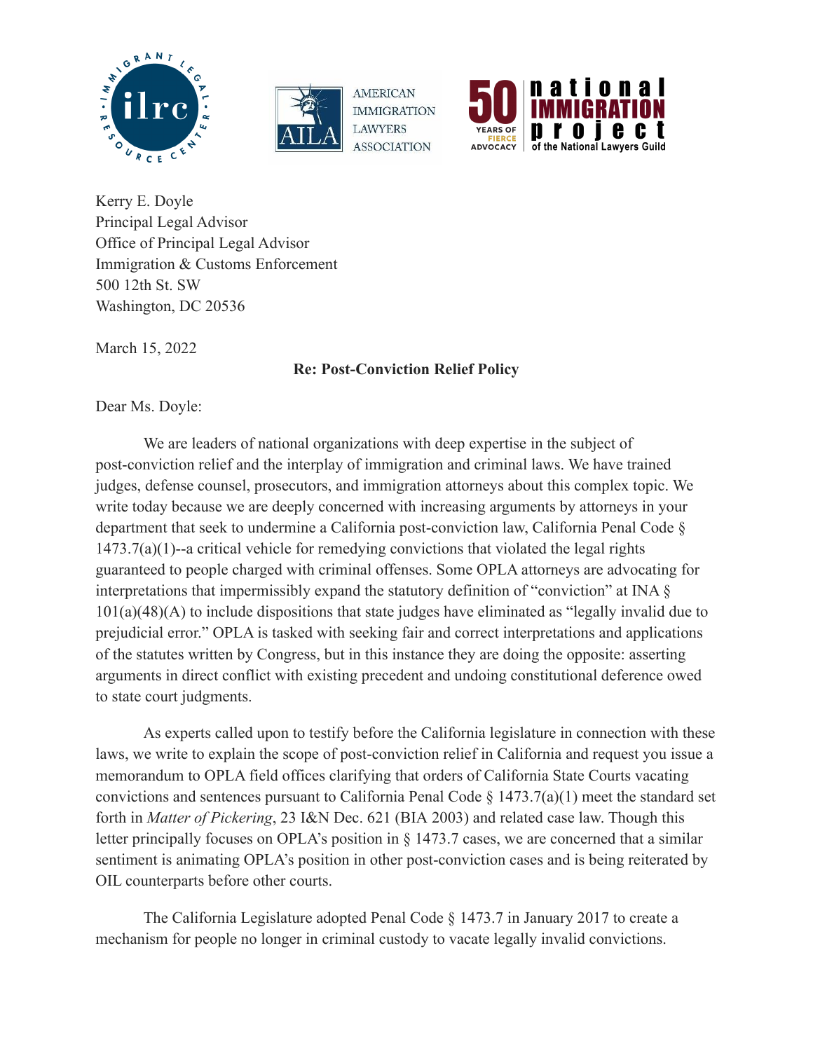Kerry E. Doyle
Principal Legal Advisor
Office of Principal Legal Advisor
Immigration & Customs Enforcement
500 12th St. SW
Washington, DC 20536

March 15, 2022

**Re: Post-Conviction Relief Policy**

Dear Ms. Doyle:

We are leaders of national organizations with deep expertise in the subject of post-conviction relief and the interplay of immigration and criminal laws. We have trained judges, defense counsel, prosecutors, and immigration attorneys about this complex topic. We write today because we are deeply concerned with increasing arguments by attorneys in your department that seek to undermine a California post-conviction law, California Penal Code § 1473.7(a)(1)--a critical vehicle for remedying convictions that violated the legal rights guaranteed to people charged with criminal offenses. Some OPLA attorneys are advocating for interpretations that impermissibly expand the statutory definition of "conviction" at INA § 101(a)(48)(A) to include dispositions that state judges have eliminated as "legally invalid due to prejudicial error." OPLA is tasked with seeking fair and correct interpretations and applications of the statutes written by Congress, but in this instance they are doing the opposite: asserting arguments in direct conflict with existing precedent and undoing constitutional deference owed to state court judgments.

As experts called upon to testify before the California legislature in connection with these laws, we write to explain the scope of post-conviction relief in California and request you issue a memorandum to OPLA field offices clarifying that orders of California State Courts vacating convictions and sentences pursuant to California Penal Code § 1473.7(a)(1) meet the standard set forth in *Matter of Pickering*, 23 I&N Dec. 621 (BIA 2003) and related case law. Though this letter principally focuses on OPLA's position in § 1473.7 cases, we are concerned that a similar sentiment is animating OPLA's position in other post-conviction cases and is being reiterated by OIL counterparts before other courts.

The California Legislature adopted Penal Code § 1473.7 in January 2017 to create a mechanism for people no longer in criminal custody to vacate legally invalid convictions.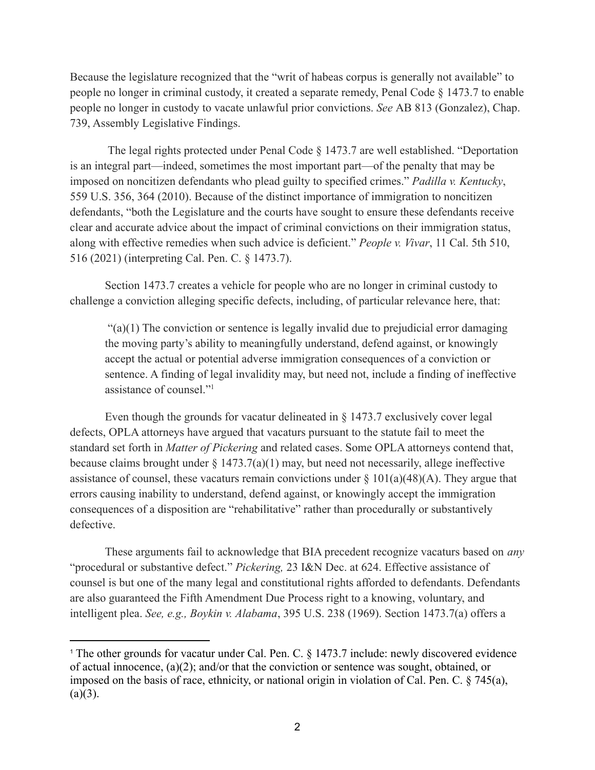Because the legislature recognized that the "writ of habeas corpus is generally not available" to people no longer in criminal custody, it created a separate remedy, Penal Code § 1473.7 to enable people no longer in custody to vacate unlawful prior convictions. *See* AB 813 (Gonzalez), Chap. 739, Assembly Legislative Findings.

The legal rights protected under Penal Code § 1473.7 are well established. "Deportation is an integral part—indeed, sometimes the most important part—of the penalty that may be imposed on noncitizen defendants who plead guilty to specified crimes." *Padilla v. Kentucky*, 559 U.S. 356, 364 (2010). Because of the distinct importance of immigration to noncitizen defendants, "both the Legislature and the courts have sought to ensure these defendants receive clear and accurate advice about the impact of criminal convictions on their immigration status, along with effective remedies when such advice is deficient." *People v. Vivar*, 11 Cal. 5th 510, 516 (2021) (interpreting Cal. Pen. C. § 1473.7).

Section 1473.7 creates a vehicle for people who are no longer in criminal custody to challenge a conviction alleging specific defects, including, of particular relevance here, that:

> "(a)(1) The conviction or sentence is legally invalid due to prejudicial error damaging the moving party's ability to meaningfully understand, defend against, or knowingly accept the actual or potential adverse immigration consequences of a conviction or sentence. A finding of legal invalidity may, but need not, include a finding of ineffective assistance of counsel."[1]

Even though the grounds for vacatur delineated in § 1473.7 exclusively cover legal defects, OPLA attorneys have argued that vacaturs pursuant to the statute fail to meet the standard set forth in *Matter of Pickering* and related cases. Some OPLA attorneys contend that, because claims brought under § 1473.7(a)(1) may, but need not necessarily, allege ineffective assistance of counsel, these vacaturs remain convictions under § 101(a)(48)(A). They argue that errors causing inability to understand, defend against, or knowingly accept the immigration consequences of a disposition are "rehabilitative" rather than procedurally or substantively defective.

These arguments fail to acknowledge that BIA precedent recognize vacaturs based on *any* "procedural or substantive defect." *Pickering,* 23 I&N Dec. at 624. Effective assistance of counsel is but one of the many legal and constitutional rights afforded to defendants. Defendants are also guaranteed the Fifth Amendment Due Process right to a knowing, voluntary, and intelligent plea. *See, e.g., Boykin v. Alabama*, 395 U.S. 238 (1969). Section 1473.7(a) offers a

---

[1] The other grounds for vacatur under Cal. Pen. C. § 1473.7 include: newly discovered evidence of actual innocence, (a)(2); and/or that the conviction or sentence was sought, obtained, or imposed on the basis of race, ethnicity, or national origin in violation of Cal. Pen. C. § 745(a), (a)(3).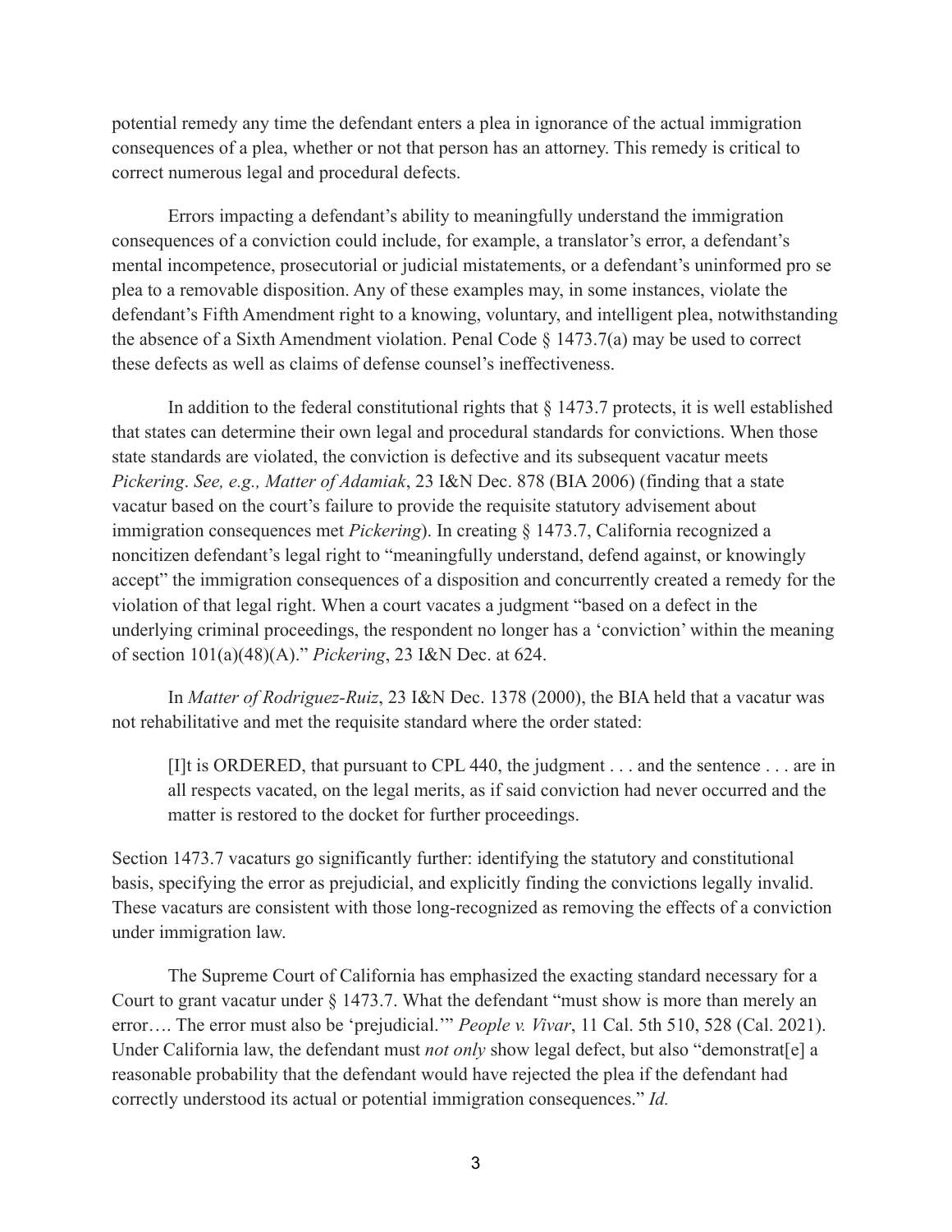potential remedy any time the defendant enters a plea in ignorance of the actual immigration consequences of a plea, whether or not that person has an attorney. This remedy is critical to correct numerous legal and procedural defects.

Errors impacting a defendant's ability to meaningfully understand the immigration consequences of a conviction could include, for example, a translator's error, a defendant's mental incompetence, prosecutorial or judicial mistatements, or a defendant's uninformed pro se plea to a removable disposition. Any of these examples may, in some instances, violate the defendant's Fifth Amendment right to a knowing, voluntary, and intelligent plea, notwithstanding the absence of a Sixth Amendment violation. Penal Code § 1473.7(a) may be used to correct these defects as well as claims of defense counsel's ineffectiveness.

In addition to the federal constitutional rights that § 1473.7 protects, it is well established that states can determine their own legal and procedural standards for convictions. When those state standards are violated, the conviction is defective and its subsequent vacatur meets *Pickering*. *See, e.g., Matter of Adamiak*, 23 I&N Dec. 878 (BIA 2006) (finding that a state vacatur based on the court's failure to provide the requisite statutory advisement about immigration consequences met *Pickering*). In creating § 1473.7, California recognized a noncitizen defendant's legal right to "meaningfully understand, defend against, or knowingly accept" the immigration consequences of a disposition and concurrently created a remedy for the violation of that legal right. When a court vacates a judgment "based on a defect in the underlying criminal proceedings, the respondent no longer has a 'conviction' within the meaning of section 101(a)(48)(A)." *Pickering*, 23 I&N Dec. at 624.

In *Matter of Rodriguez-Ruiz*, 23 I&N Dec. 1378 (2000), the BIA held that a vacatur was not rehabilitative and met the requisite standard where the order stated:

> [I]t is ORDERED, that pursuant to CPL 440, the judgment . . . and the sentence . . . are in all respects vacated, on the legal merits, as if said conviction had never occurred and the matter is restored to the docket for further proceedings.

Section 1473.7 vacaturs go significantly further: identifying the statutory and constitutional basis, specifying the error as prejudicial, and explicitly finding the convictions legally invalid. These vacaturs are consistent with those long-recognized as removing the effects of a conviction under immigration law.

The Supreme Court of California has emphasized the exacting standard necessary for a Court to grant vacatur under § 1473.7. What the defendant "must show is more than merely an error…. The error must also be 'prejudicial.'" *People v. Vivar*, 11 Cal. 5th 510, 528 (Cal. 2021). Under California law, the defendant must *not only* show legal defect, but also "demonstrat[e] a reasonable probability that the defendant would have rejected the plea if the defendant had correctly understood its actual or potential immigration consequences." *Id.*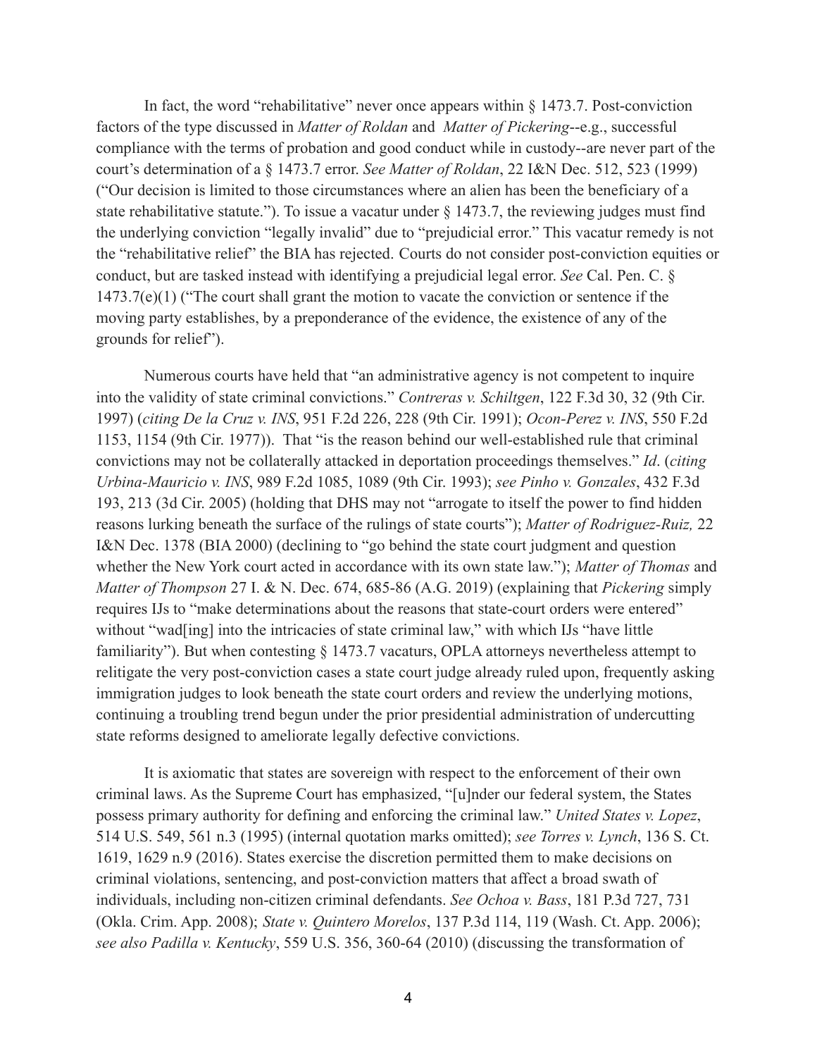In fact, the word "rehabilitative" never once appears within § 1473.7. Post-conviction factors of the type discussed in *Matter of Roldan* and *Matter of Pickering*--e.g., successful compliance with the terms of probation and good conduct while in custody--are never part of the court's determination of a § 1473.7 error. *See Matter of Roldan*, 22 I&N Dec. 512, 523 (1999) ("Our decision is limited to those circumstances where an alien has been the beneficiary of a state rehabilitative statute."). To issue a vacatur under § 1473.7, the reviewing judges must find the underlying conviction "legally invalid" due to "prejudicial error." This vacatur remedy is not the "rehabilitative relief" the BIA has rejected. Courts do not consider post-conviction equities or conduct, but are tasked instead with identifying a prejudicial legal error. *See* Cal. Pen. C. § 1473.7(e)(1) ("The court shall grant the motion to vacate the conviction or sentence if the moving party establishes, by a preponderance of the evidence, the existence of any of the grounds for relief").

Numerous courts have held that "an administrative agency is not competent to inquire into the validity of state criminal convictions." *Contreras v. Schiltgen*, 122 F.3d 30, 32 (9th Cir. 1997) (*citing De la Cruz v. INS*, 951 F.2d 226, 228 (9th Cir. 1991); *Ocon-Perez v. INS*, 550 F.2d 1153, 1154 (9th Cir. 1977)). That "is the reason behind our well-established rule that criminal convictions may not be collaterally attacked in deportation proceedings themselves." *Id*. (*citing Urbina-Mauricio v. INS*, 989 F.2d 1085, 1089 (9th Cir. 1993); *see Pinho v. Gonzales*, 432 F.3d 193, 213 (3d Cir. 2005) (holding that DHS may not "arrogate to itself the power to find hidden reasons lurking beneath the surface of the rulings of state courts"); *Matter of Rodriguez-Ruiz,* 22 I&N Dec. 1378 (BIA 2000) (declining to "go behind the state court judgment and question whether the New York court acted in accordance with its own state law."); *Matter of Thomas* and *Matter of Thompson* 27 I. & N. Dec. 674, 685-86 (A.G. 2019) (explaining that *Pickering* simply requires IJs to "make determinations about the reasons that state-court orders were entered" without "wad[ing] into the intricacies of state criminal law," with which IJs "have little familiarity"). But when contesting § 1473.7 vacaturs, OPLA attorneys nevertheless attempt to relitigate the very post-conviction cases a state court judge already ruled upon, frequently asking immigration judges to look beneath the state court orders and review the underlying motions, continuing a troubling trend begun under the prior presidential administration of undercutting state reforms designed to ameliorate legally defective convictions.

It is axiomatic that states are sovereign with respect to the enforcement of their own criminal laws. As the Supreme Court has emphasized, "[u]nder our federal system, the States possess primary authority for defining and enforcing the criminal law." *United States v. Lopez*, 514 U.S. 549, 561 n.3 (1995) (internal quotation marks omitted); *see Torres v. Lynch*, 136 S. Ct. 1619, 1629 n.9 (2016). States exercise the discretion permitted them to make decisions on criminal violations, sentencing, and post-conviction matters that affect a broad swath of individuals, including non-citizen criminal defendants. *See Ochoa v. Bass*, 181 P.3d 727, 731 (Okla. Crim. App. 2008); *State v. Quintero Morelos*, 137 P.3d 114, 119 (Wash. Ct. App. 2006); *see also Padilla v. Kentucky*, 559 U.S. 356, 360-64 (2010) (discussing the transformation of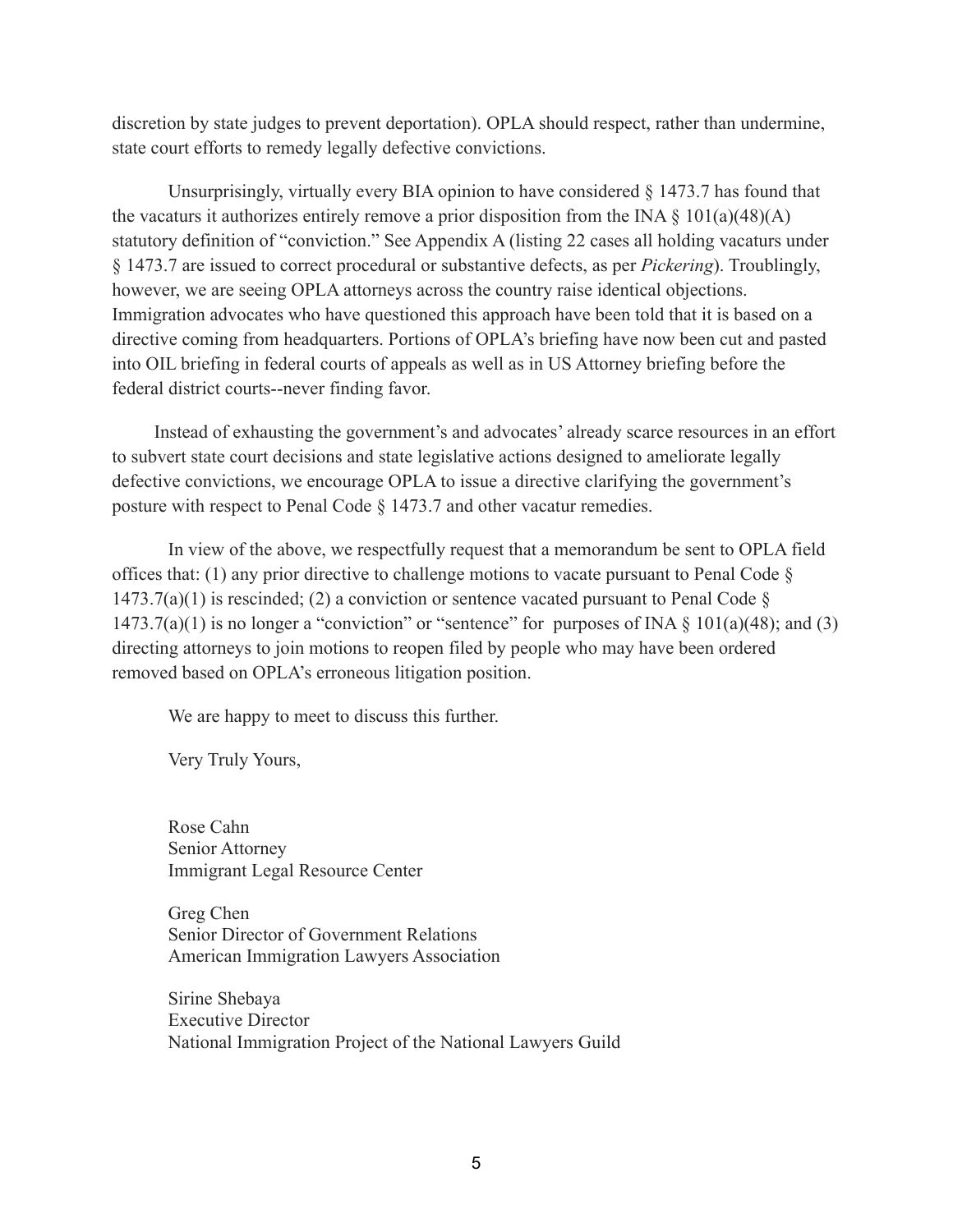discretion by state judges to prevent deportation). OPLA should respect, rather than undermine, state court efforts to remedy legally defective convictions.

Unsurprisingly, virtually every BIA opinion to have considered § 1473.7 has found that the vacaturs it authorizes entirely remove a prior disposition from the INA § 101(a)(48)(A) statutory definition of "conviction." See Appendix A (listing 22 cases all holding vacaturs under § 1473.7 are issued to correct procedural or substantive defects, as per *Pickering*). Troublingly, however, we are seeing OPLA attorneys across the country raise identical objections. Immigration advocates who have questioned this approach have been told that it is based on a directive coming from headquarters. Portions of OPLA's briefing have now been cut and pasted into OIL briefing in federal courts of appeals as well as in US Attorney briefing before the federal district courts--never finding favor.

Instead of exhausting the government's and advocates' already scarce resources in an effort to subvert state court decisions and state legislative actions designed to ameliorate legally defective convictions, we encourage OPLA to issue a directive clarifying the government's posture with respect to Penal Code § 1473.7 and other vacatur remedies.

In view of the above, we respectfully request that a memorandum be sent to OPLA field offices that: (1) any prior directive to challenge motions to vacate pursuant to Penal Code § 1473.7(a)(1) is rescinded; (2) a conviction or sentence vacated pursuant to Penal Code § 1473.7(a)(1) is no longer a "conviction" or "sentence" for purposes of INA § 101(a)(48); and (3) directing attorneys to join motions to reopen filed by people who may have been ordered removed based on OPLA's erroneous litigation position.

We are happy to meet to discuss this further.

Very Truly Yours,

Rose Cahn
Senior Attorney
Immigrant Legal Resource Center

Greg Chen
Senior Director of Government Relations
American Immigration Lawyers Association

Sirine Shebaya
Executive Director
National Immigration Project of the National Lawyers Guild